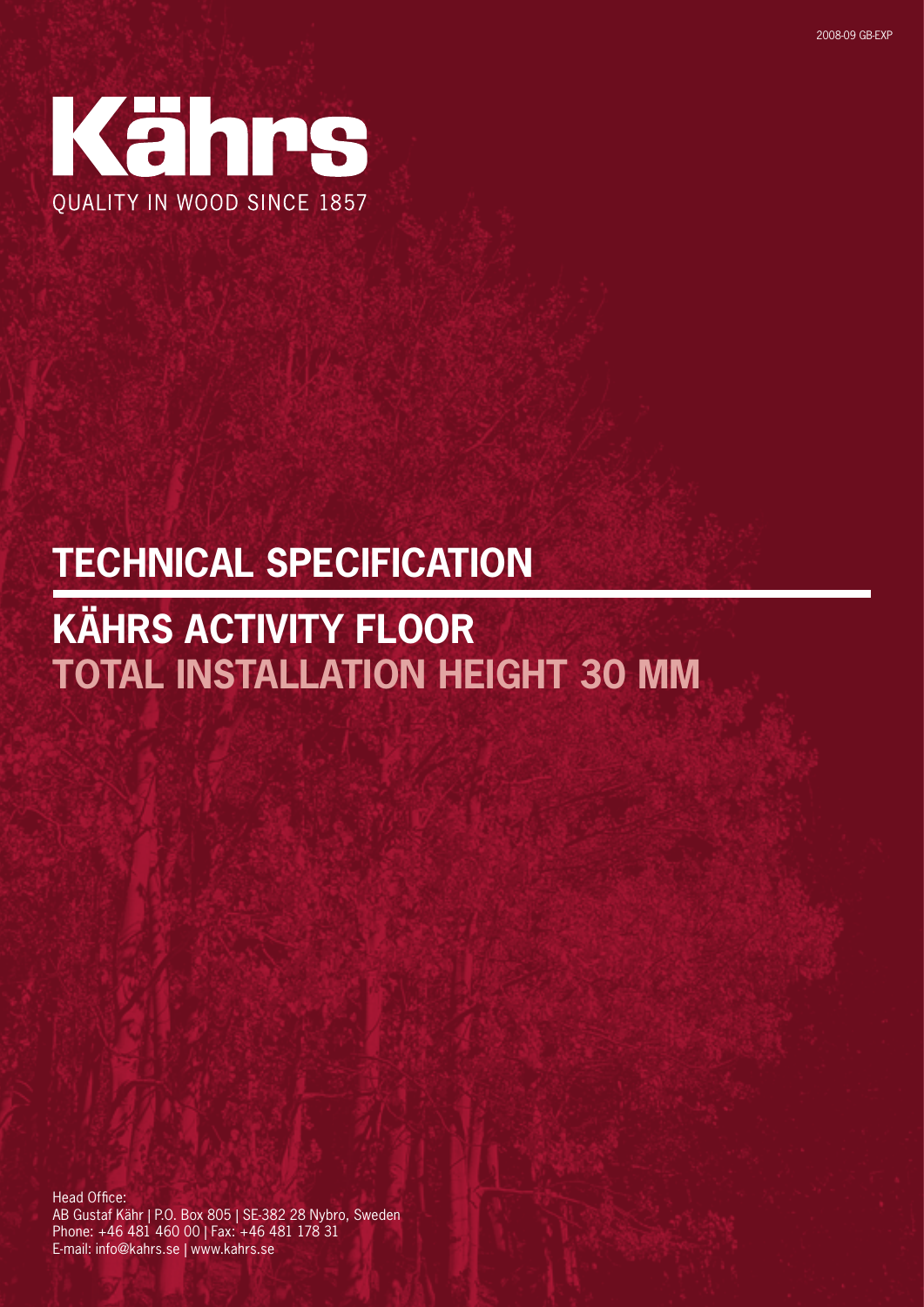2008-09 GB-EXP

# Kährs

QUALITY IN WOOD SINCE 1857

# TECHNICAL SPECIFICATION

# KÄHRS ACTIVITY FLOOR

## TOTAL INSTALLATION HEIGHT 30 MM

Head Office:
AB Gustaf Kähr | P.O. Box 805 | SE-382 28 Nybro, Sweden
Phone: +46 481 460 00 | Fax: +46 481 178 31
E-mail: info@kahrs.se | www.kahrs.se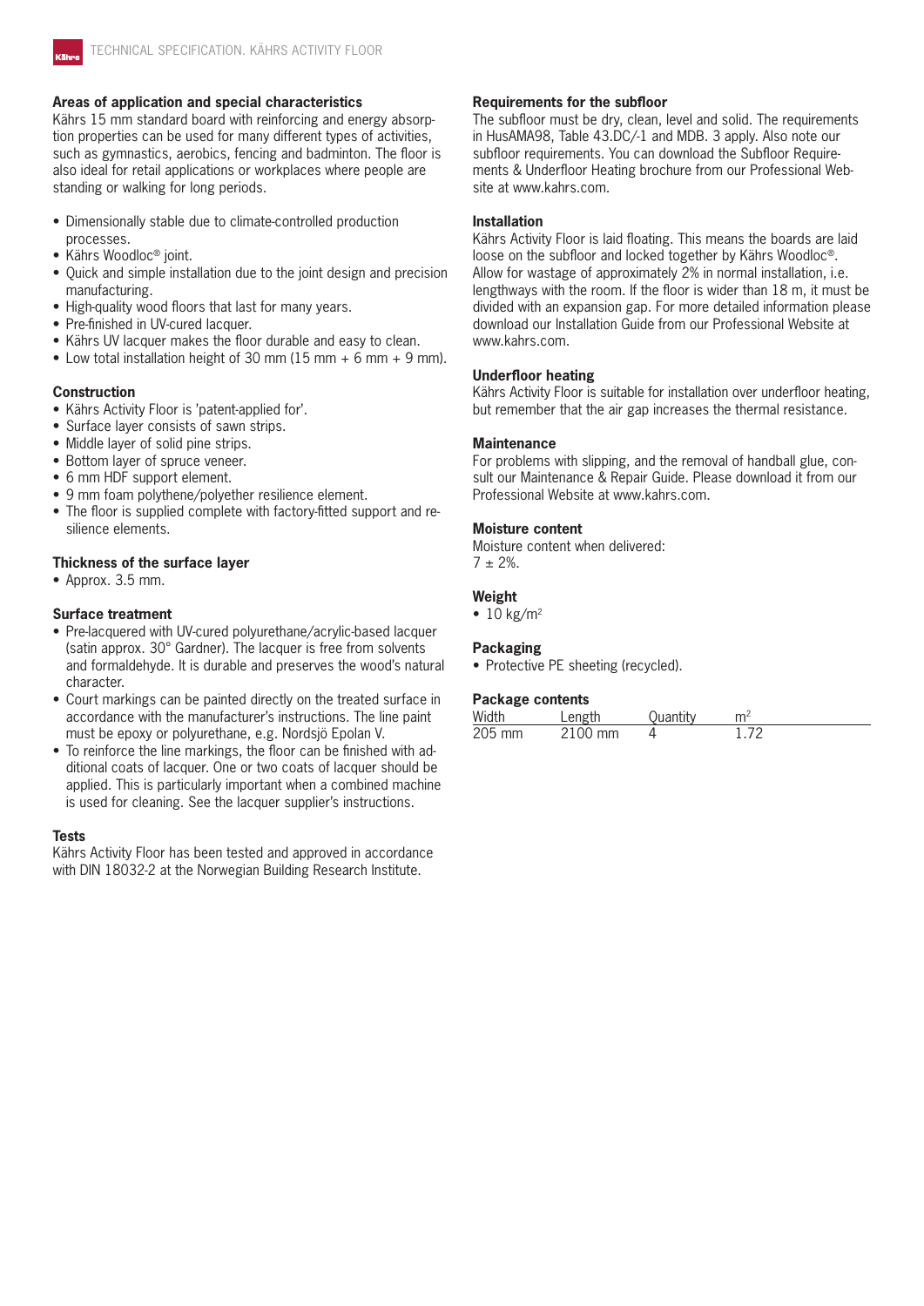### Areas of application and special characteristics

Kährs 15 mm standard board with reinforcing and energy absorption properties can be used for many different types of activities, such as gymnastics, aerobics, fencing and badminton. The floor is also ideal for retail applications or workplaces where people are standing or walking for long periods.

- Dimensionally stable due to climate-controlled production processes.
- Kährs Woodloc® joint.
- Quick and simple installation due to the joint design and precision manufacturing.
- High-quality wood floors that last for many years.
- Pre-finished in UV-cured lacquer.
- Kährs UV lacquer makes the floor durable and easy to clean.
- Low total installation height of 30 mm (15 mm + 6 mm + 9 mm).

### Construction

- Kährs Activity Floor is 'patent-applied for'.
- Surface layer consists of sawn strips.
- Middle layer of solid pine strips.
- Bottom layer of spruce veneer.
- 6 mm HDF support element.
- 9 mm foam polythene/polyether resilience element.
- The floor is supplied complete with factory-fitted support and resilience elements.

### Thickness of the surface layer

- Approx. 3.5 mm.

### Surface treatment

- Pre-lacquered with UV-cured polyurethane/acrylic-based lacquer (satin approx. 30° Gardner). The lacquer is free from solvents and formaldehyde. It is durable and preserves the wood's natural character.
- Court markings can be painted directly on the treated surface in accordance with the manufacturer's instructions. The line paint must be epoxy or polyurethane, e.g. Nordsjö Epolan V.
- To reinforce the line markings, the floor can be finished with additional coats of lacquer. One or two coats of lacquer should be applied. This is particularly important when a combined machine is used for cleaning. See the lacquer supplier's instructions.

### Tests

Kährs Activity Floor has been tested and approved in accordance with DIN 18032-2 at the Norwegian Building Research Institute.

### Requirements for the subfloor

The subfloor must be dry, clean, level and solid. The requirements in HusAMA98, Table 43.DC/-1 and MDB. 3 apply. Also note our subfloor requirements. You can download the Subfloor Requirements & Underfloor Heating brochure from our Professional Website at www.kahrs.com.

### Installation

Kährs Activity Floor is laid floating. This means the boards are laid loose on the subfloor and locked together by Kährs Woodloc®. Allow for wastage of approximately 2% in normal installation, i.e. lengthways with the room. If the floor is wider than 18 m, it must be divided with an expansion gap. For more detailed information please download our Installation Guide from our Professional Website at www.kahrs.com.

### Underfloor heating

Kährs Activity Floor is suitable for installation over underfloor heating, but remember that the air gap increases the thermal resistance.

### Maintenance

For problems with slipping, and the removal of handball glue, consult our Maintenance & Repair Guide. Please download it from our Professional Website at www.kahrs.com.

### Moisture content

Moisture content when delivered:
7 ± 2%.

### Weight

- 10 kg/m²

### Packaging

- Protective PE sheeting (recycled).

### Package contents

| Width | Length | Quantity | m² |
|---|---|---|---|
| 205 mm | 2100 mm | 4 | 1.72 |